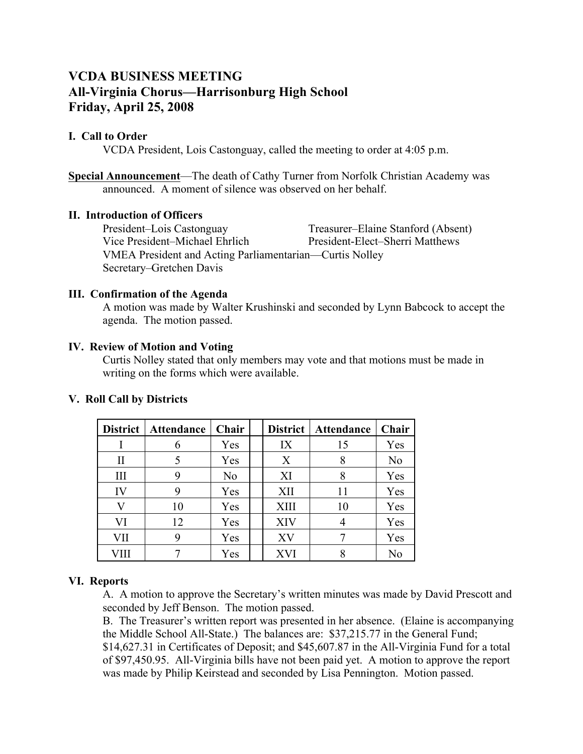# VCDA BUSINESS MEETING
# All-Virginia Chorus—Harrisonburg High School
# Friday, April 25, 2008

### I. Call to Order

VCDA President, Lois Castonguay, called the meeting to order at 4:05 p.m.

**Special Announcement**—The death of Cathy Turner from Norfolk Christian Academy was announced. A moment of silence was observed on her behalf.

### II. Introduction of Officers

President–Lois Castonguay
Treasurer–Elaine Stanford (Absent)
Vice President–Michael Ehrlich
President-Elect–Sherri Matthews
VMEA President and Acting Parliamentarian—Curtis Nolley
Secretary–Gretchen Davis

### III. Confirmation of the Agenda

A motion was made by Walter Krushinski and seconded by Lynn Babcock to accept the agenda. The motion passed.

### IV. Review of Motion and Voting

Curtis Nolley stated that only members may vote and that motions must be made in writing on the forms which were available.

### V. Roll Call by Districts

| District | Attendance | Chair | | District | Attendance | Chair |
|---|---|---|---|---|---|---|
| I | 6 | Yes | | IX | 15 | Yes |
| II | 5 | Yes | | X | 8 | No |
| III | 9 | No | | XI | 8 | Yes |
| IV | 9 | Yes | | XII | 11 | Yes |
| V | 10 | Yes | | XIII | 10 | Yes |
| VI | 12 | Yes | | XIV | 4 | Yes |
| VII | 9 | Yes | | XV | 7 | Yes |
| VIII | 7 | Yes | | XVI | 8 | No |

### VI. Reports

A. A motion to approve the Secretary's written minutes was made by David Prescott and seconded by Jeff Benson. The motion passed.

B. The Treasurer's written report was presented in her absence. (Elaine is accompanying the Middle School All-State.) The balances are: $37,215.77 in the General Fund; $14,627.31 in Certificates of Deposit; and $45,607.87 in the All-Virginia Fund for a total of $97,450.95. All-Virginia bills have not been paid yet. A motion to approve the report was made by Philip Keirstead and seconded by Lisa Pennington. Motion passed.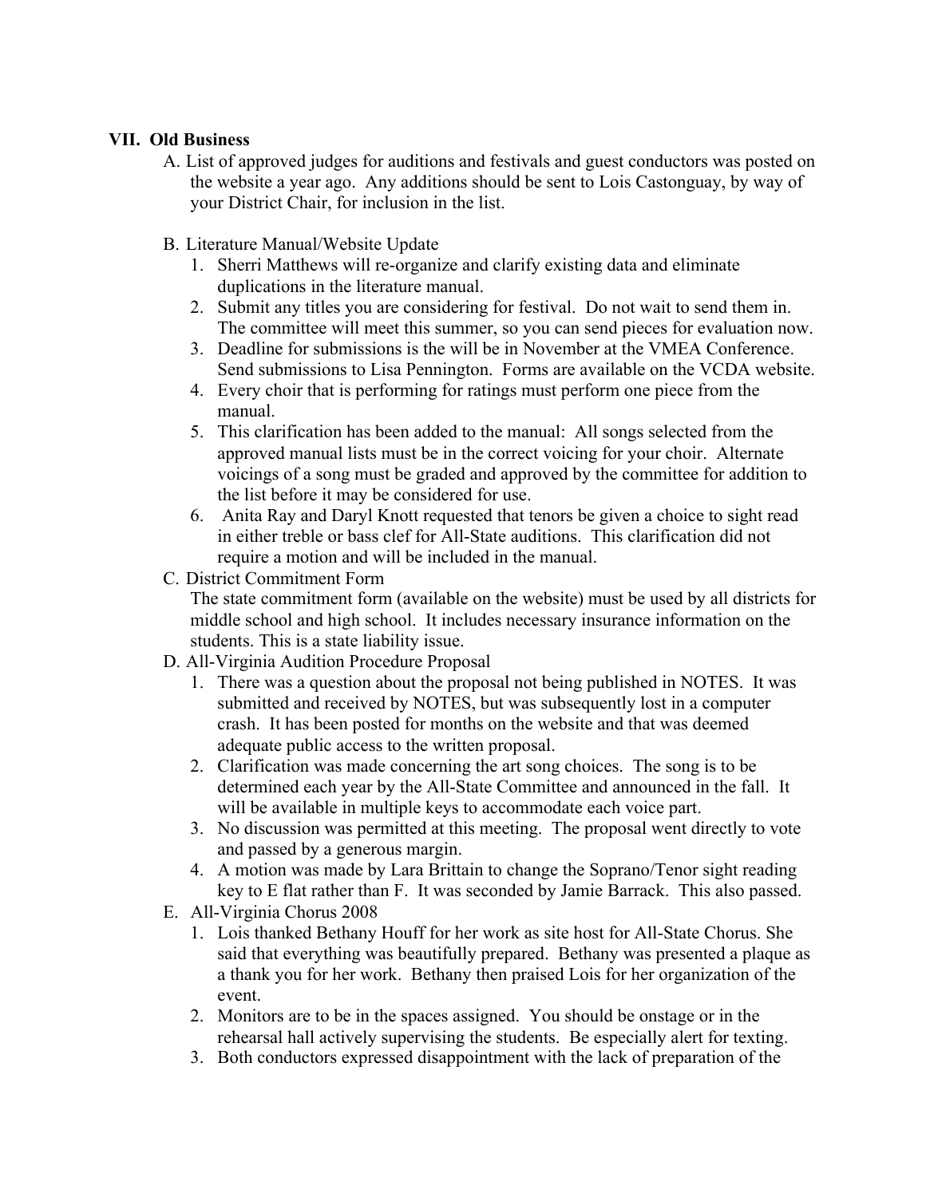**VII. Old Business**

A. List of approved judges for auditions and festivals and guest conductors was posted on the website a year ago. Any additions should be sent to Lois Castonguay, by way of your District Chair, for inclusion in the list.

B. Literature Manual/Website Update
   1. Sherri Matthews will re-organize and clarify existing data and eliminate duplications in the literature manual.
   2. Submit any titles you are considering for festival. Do not wait to send them in. The committee will meet this summer, so you can send pieces for evaluation now.
   3. Deadline for submissions is the will be in November at the VMEA Conference. Send submissions to Lisa Pennington. Forms are available on the VCDA website.
   4. Every choir that is performing for ratings must perform one piece from the manual.
   5. This clarification has been added to the manual: All songs selected from the approved manual lists must be in the correct voicing for your choir. Alternate voicings of a song must be graded and approved by the committee for addition to the list before it may be considered for use.
   6. Anita Ray and Daryl Knott requested that tenors be given a choice to sight read in either treble or bass clef for All-State auditions. This clarification did not require a motion and will be included in the manual.

C. District Commitment Form
   The state commitment form (available on the website) must be used by all districts for middle school and high school. It includes necessary insurance information on the students. This is a state liability issue.

D. All-Virginia Audition Procedure Proposal
   1. There was a question about the proposal not being published in NOTES. It was submitted and received by NOTES, but was subsequently lost in a computer crash. It has been posted for months on the website and that was deemed adequate public access to the written proposal.
   2. Clarification was made concerning the art song choices. The song is to be determined each year by the All-State Committee and announced in the fall. It will be available in multiple keys to accommodate each voice part.
   3. No discussion was permitted at this meeting. The proposal went directly to vote and passed by a generous margin.
   4. A motion was made by Lara Brittain to change the Soprano/Tenor sight reading key to E flat rather than F. It was seconded by Jamie Barrack. This also passed.

E. All-Virginia Chorus 2008
   1. Lois thanked Bethany Houff for her work as site host for All-State Chorus. She said that everything was beautifully prepared. Bethany was presented a plaque as a thank you for her work. Bethany then praised Lois for her organization of the event.
   2. Monitors are to be in the spaces assigned. You should be onstage or in the rehearsal hall actively supervising the students. Be especially alert for texting.
   3. Both conductors expressed disappointment with the lack of preparation of the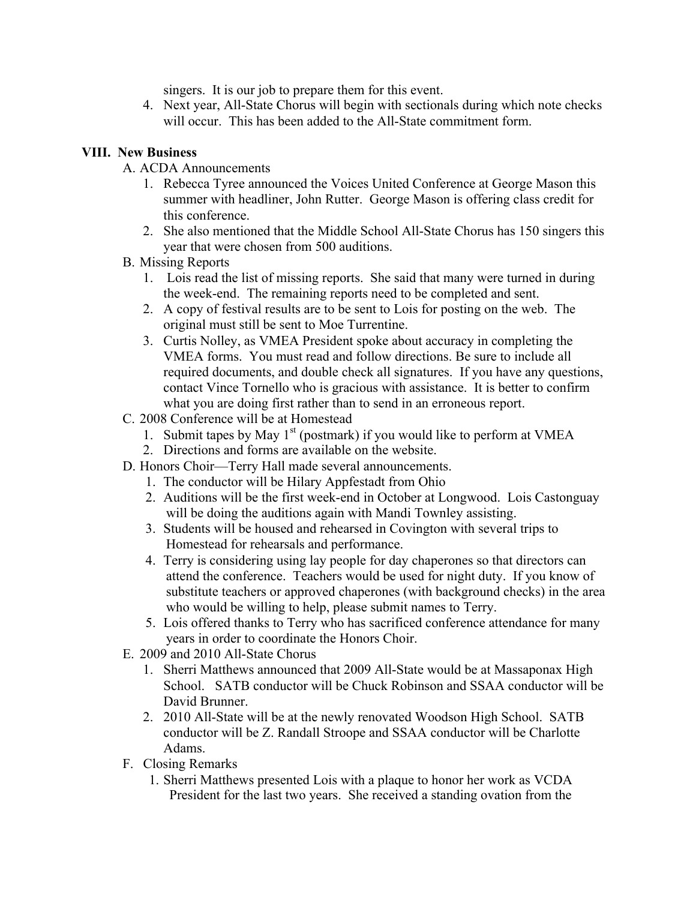singers. It is our job to prepare them for this event.

4. Next year, All-State Chorus will begin with sectionals during which note checks will occur. This has been added to the All-State commitment form.

## VIII. New Business

A. ACDA Announcements

1. Rebecca Tyree announced the Voices United Conference at George Mason this summer with headliner, John Rutter. George Mason is offering class credit for this conference.
2. She also mentioned that the Middle School All-State Chorus has 150 singers this year that were chosen from 500 auditions.

B. Missing Reports

1. Lois read the list of missing reports. She said that many were turned in during the week-end. The remaining reports need to be completed and sent.
2. A copy of festival results are to be sent to Lois for posting on the web. The original must still be sent to Moe Turrentine.
3. Curtis Nolley, as VMEA President spoke about accuracy in completing the VMEA forms. You must read and follow directions. Be sure to include all required documents, and double check all signatures. If you have any questions, contact Vince Tornello who is gracious with assistance. It is better to confirm what you are doing first rather than to send in an erroneous report.

C. 2008 Conference will be at Homestead

1. Submit tapes by May 1st (postmark) if you would like to perform at VMEA
2. Directions and forms are available on the website.

D. Honors Choir—Terry Hall made several announcements.

1. The conductor will be Hilary Appfestadt from Ohio
2. Auditions will be the first week-end in October at Longwood. Lois Castonguay will be doing the auditions again with Mandi Townley assisting.
3. Students will be housed and rehearsed in Covington with several trips to Homestead for rehearsals and performance.
4. Terry is considering using lay people for day chaperones so that directors can attend the conference. Teachers would be used for night duty. If you know of substitute teachers or approved chaperones (with background checks) in the area who would be willing to help, please submit names to Terry.
5. Lois offered thanks to Terry who has sacrificed conference attendance for many years in order to coordinate the Honors Choir.

E. 2009 and 2010 All-State Chorus

1. Sherri Matthews announced that 2009 All-State would be at Massaponax High School. SATB conductor will be Chuck Robinson and SSAA conductor will be David Brunner.
2. 2010 All-State will be at the newly renovated Woodson High School. SATB conductor will be Z. Randall Stroope and SSAA conductor will be Charlotte Adams.

F. Closing Remarks

1. Sherri Matthews presented Lois with a plaque to honor her work as VCDA President for the last two years. She received a standing ovation from the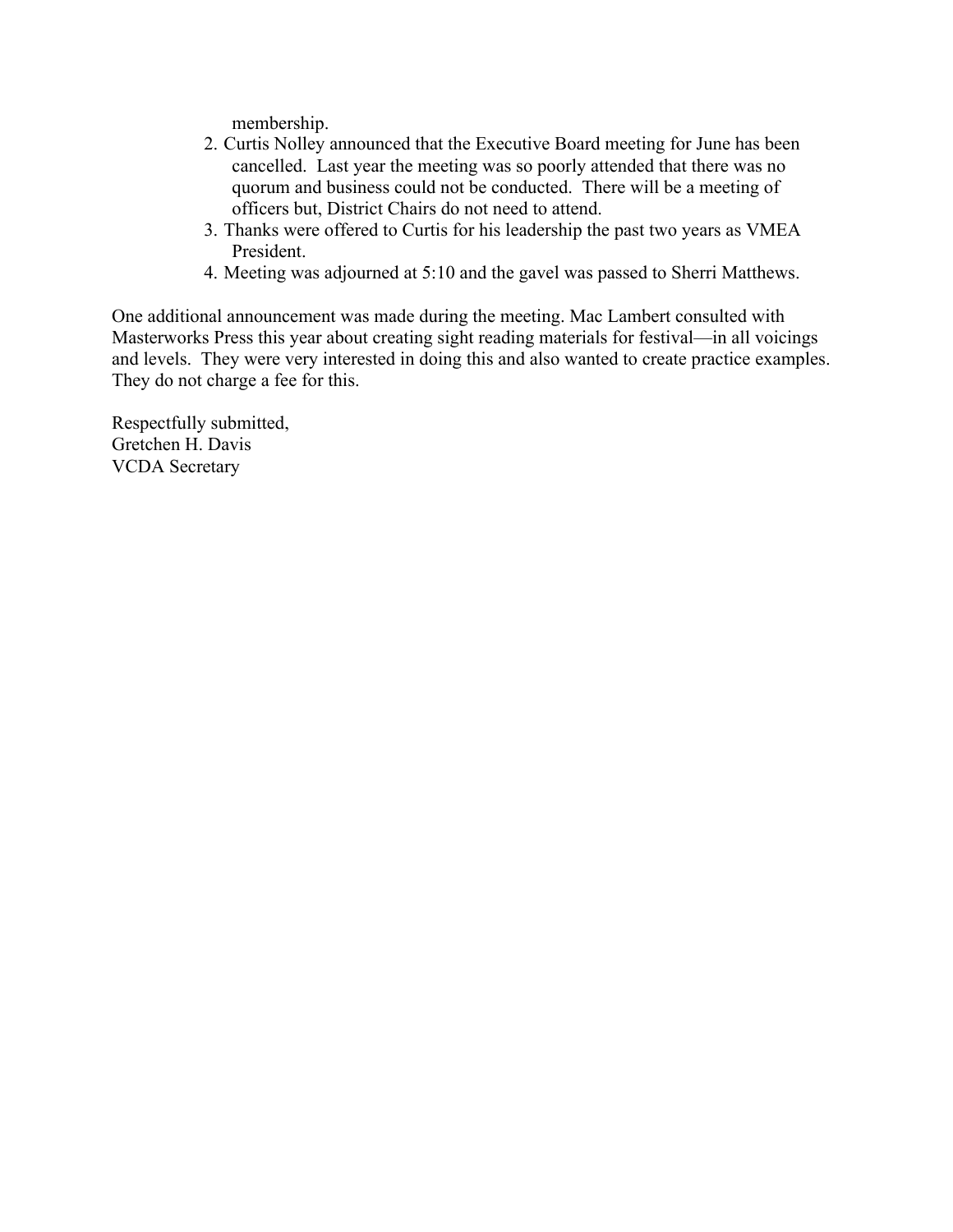membership.

2. Curtis Nolley announced that the Executive Board meeting for June has been cancelled. Last year the meeting was so poorly attended that there was no quorum and business could not be conducted. There will be a meeting of officers but, District Chairs do not need to attend.
3. Thanks were offered to Curtis for his leadership the past two years as VMEA President.
4. Meeting was adjourned at 5:10 and the gavel was passed to Sherri Matthews.

One additional announcement was made during the meeting. Mac Lambert consulted with Masterworks Press this year about creating sight reading materials for festival—in all voicings and levels. They were very interested in doing this and also wanted to create practice examples. They do not charge a fee for this.

Respectfully submitted,
Gretchen H. Davis
VCDA Secretary